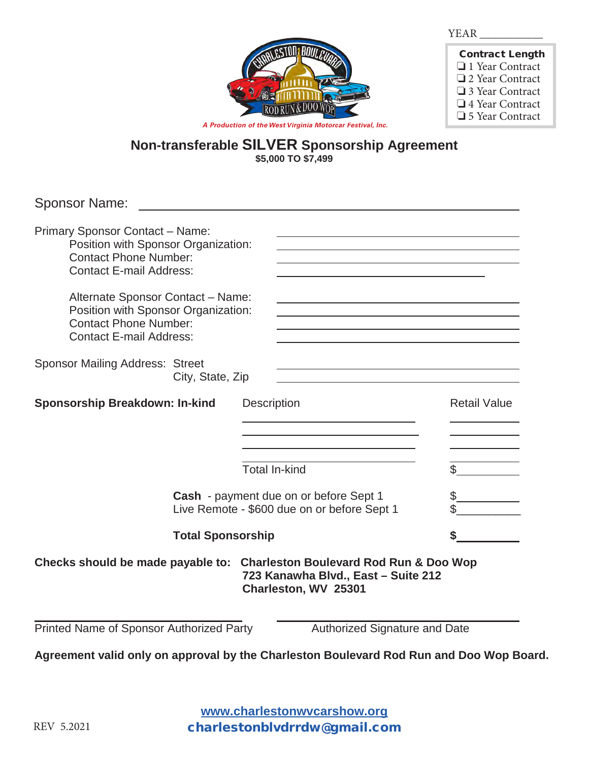YEAR ___________

**Contract Length**
- ❑ 1 Year Contract
- ❑ 2 Year Contract
- ❑ 3 Year Contract
- ❑ 4 Year Contract
- ❑ 5 Year Contract

*A Production of the West Virginia Motorcar Festival, Inc.*

## Non-transferable SILVER Sponsorship Agreement

**$5,000 TO $7,499**

Sponsor Name: ______________________________________________

Primary Sponsor Contact – Name: ______________________________
Position with Sponsor Organization: ______________________________
Contact Phone Number: ______________________________
Contact E-mail Address: ______________________________

Alternate Sponsor Contact – Name: ______________________________
Position with Sponsor Organization: ______________________________
Contact Phone Number: ______________________________
Contact E-mail Address: ______________________________

Sponsor Mailing Address: Street ______________________________
City, State, Zip ______________________________

| **Sponsorship Breakdown: In-kind** | Description | Retail Value |
|---|---|---|
| | ______________________ | __________ |
| | ______________________ | __________ |
| | ______________________ | __________ |
| | ______________________ | __________ |
| | Total In-kind | $__________ |
| | **Cash** - payment due on or before Sept 1 | $__________ |
| | Live Remote - $600 due on or before Sept 1 | $__________ |
| | **Total Sponsorship** | **$__________** |

**Checks should be made payable to: Charleston Boulevard Rod Run & Doo Wop**
**723 Kanawha Blvd., East – Suite 212**
**Charleston, WV 25301**

______________________________ ______________________________
Printed Name of Sponsor Authorized Party Authorized Signature and Date

**Agreement valid only on approval by the Charleston Boulevard Rod Run and Doo Wop Board.**

REV 5.2021

www.charlestonwvcarshow.org
charlestonblvdrrdw@gmail.com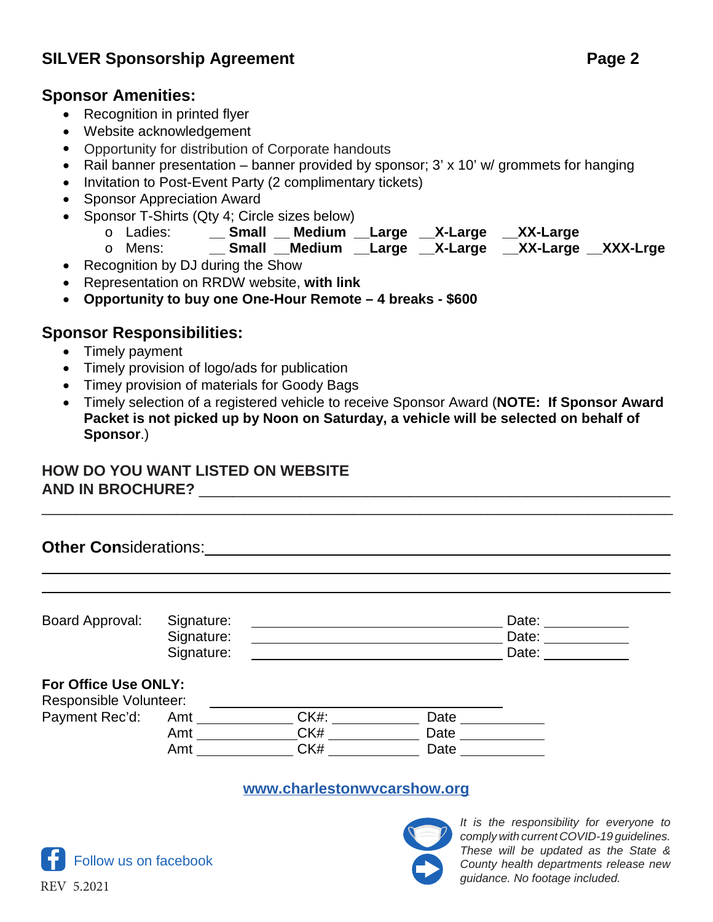## SILVER Sponsorship Agreement

## Sponsor Amenities:

- Recognition in printed flyer
- Website acknowledgement
- Opportunity for distribution of Corporate handouts
- Rail banner presentation – banner provided by sponsor; 3' x 10' w/ grommets for hanging
- Invitation to Post-Event Party (2 complimentary tickets)
- Sponsor Appreciation Award
- Sponsor T-Shirts (Qty 4; Circle sizes below)
  - Ladies: __ **Small** __ **Medium** __**Large** __**X-Large** __**XX-Large**
  - Mens: __ **Small** __**Medium** __**Large** __**X-Large** __**XX-Large** __**XXX-Lrge**
- Recognition by DJ during the Show
- Representation on RRDW website, **with link**
- **Opportunity to buy one One-Hour Remote – 4 breaks - $600**

## Sponsor Responsibilities:

- Timely payment
- Timely provision of logo/ads for publication
- Timey provision of materials for Goody Bags
- Timely selection of a registered vehicle to receive Sponsor Award (**NOTE: If Sponsor Award Packet is not picked up by Noon on Saturday, a vehicle will be selected on behalf of Sponsor**.)

**HOW DO YOU WANT LISTED ON WEBSITE AND IN BROCHURE?** ____________________________________________

____________________________________________________________________________

**Other Con**siderations: ____________________________________________

____________________________________________________________________________

____________________________________________________________________________

Board Approval: Signature: ______________________ Date: __________
Signature: ______________________ Date: __________
Signature: ______________________ Date: __________

**For Office Use ONLY:**

Responsible Volunteer: ______________________

Payment Rec'd: Amt __________ CK#: __________ Date __________
Amt __________ CK# __________ Date __________
Amt __________ CK# __________ Date __________

**www.charlestonwvcarshow.org**

*It is the responsibility for everyone to comply with current COVID-19 guidelines. These will be updated as the State & County health departments release new guidance. No footage included.*

Follow us on facebook

REV 5.2021